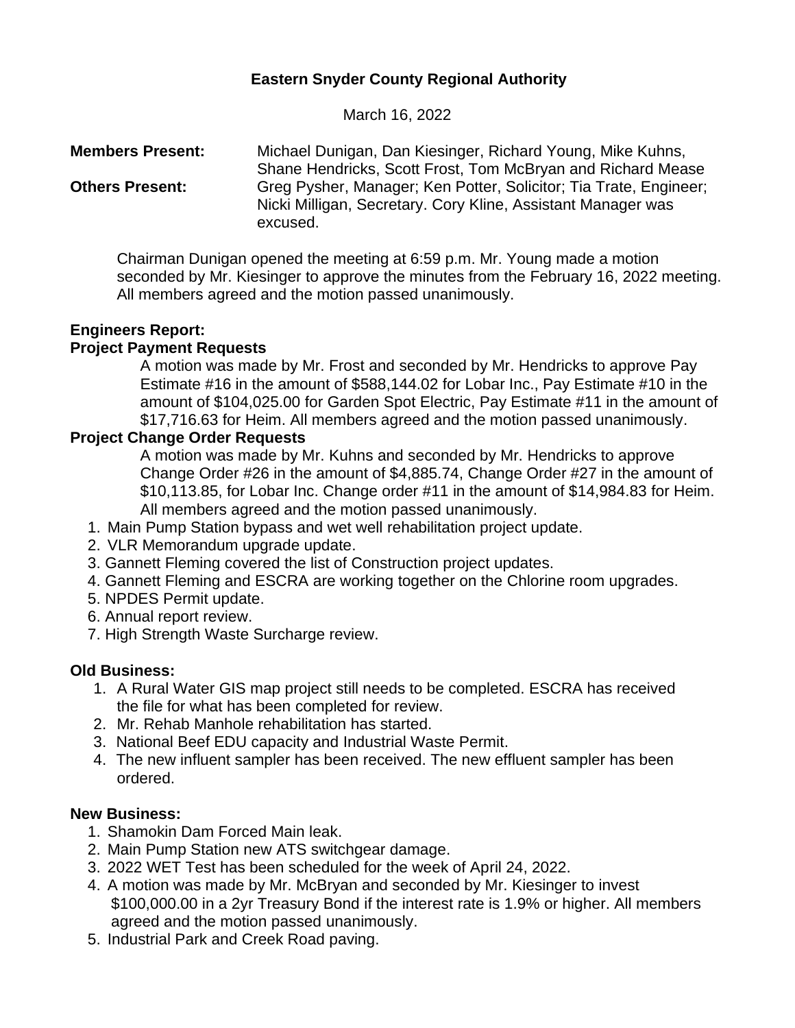# Eastern Snyder County Regional Authority

March 16, 2022

**Members Present:** Michael Dunigan, Dan Kiesinger, Richard Young, Mike Kuhns, Shane Hendricks, Scott Frost, Tom McBryan and Richard Mease

**Others Present:** Greg Pysher, Manager; Ken Potter, Solicitor; Tia Trate, Engineer; Nicki Milligan, Secretary. Cory Kline, Assistant Manager was excused.

Chairman Dunigan opened the meeting at 6:59 p.m. Mr. Young made a motion seconded by Mr. Kiesinger to approve the minutes from the February 16, 2022 meeting. All members agreed and the motion passed unanimously.

**Engineers Report:**

**Project Payment Requests**

A motion was made by Mr. Frost and seconded by Mr. Hendricks to approve Pay Estimate #16 in the amount of $588,144.02 for Lobar Inc., Pay Estimate #10 in the amount of $104,025.00 for Garden Spot Electric, Pay Estimate #11 in the amount of $17,716.63 for Heim. All members agreed and the motion passed unanimously.

**Project Change Order Requests**

A motion was made by Mr. Kuhns and seconded by Mr. Hendricks to approve Change Order #26 in the amount of $4,885.74, Change Order #27 in the amount of $10,113.85, for Lobar Inc. Change order #11 in the amount of $14,984.83 for Heim. All members agreed and the motion passed unanimously.

1. Main Pump Station bypass and wet well rehabilitation project update.
2. VLR Memorandum upgrade update.
3. Gannett Fleming covered the list of Construction project updates.
4. Gannett Fleming and ESCRA are working together on the Chlorine room upgrades.
5. NPDES Permit update.
6. Annual report review.
7. High Strength Waste Surcharge review.

**Old Business:**

1. A Rural Water GIS map project still needs to be completed. ESCRA has received the file for what has been completed for review.
2. Mr. Rehab Manhole rehabilitation has started.
3. National Beef EDU capacity and Industrial Waste Permit.
4. The new influent sampler has been received. The new effluent sampler has been ordered.

**New Business:**

1. Shamokin Dam Forced Main leak.
2. Main Pump Station new ATS switchgear damage.
3. 2022 WET Test has been scheduled for the week of April 24, 2022.
4. A motion was made by Mr. McBryan and seconded by Mr. Kiesinger to invest $100,000.00 in a 2yr Treasury Bond if the interest rate is 1.9% or higher. All members agreed and the motion passed unanimously.
5. Industrial Park and Creek Road paving.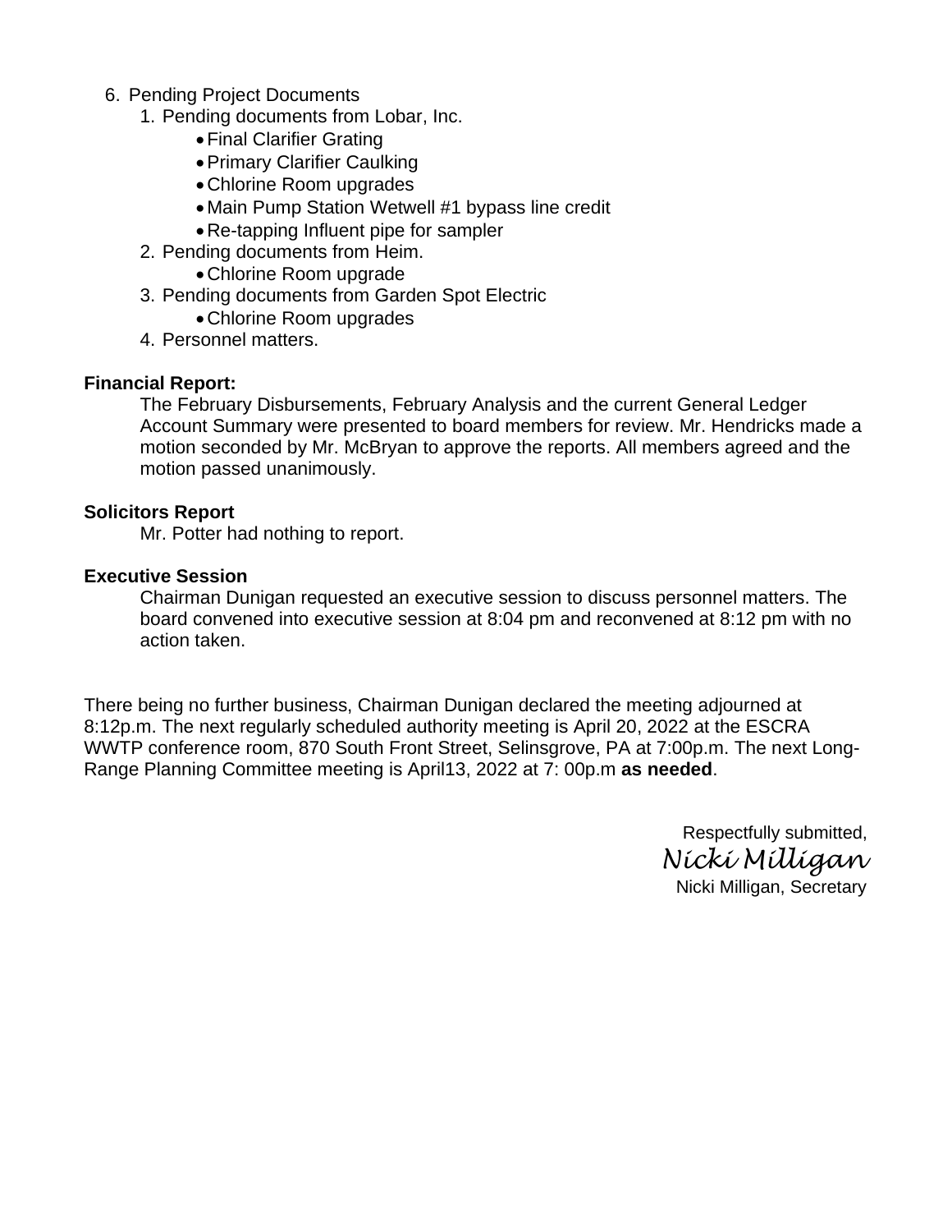6. Pending Project Documents
    1. Pending documents from Lobar, Inc.
        - Final Clarifier Grating
        - Primary Clarifier Caulking
        - Chlorine Room upgrades
        - Main Pump Station Wetwell #1 bypass line credit
        - Re-tapping Influent pipe for sampler
    2. Pending documents from Heim.
        - Chlorine Room upgrade
    3. Pending documents from Garden Spot Electric
        - Chlorine Room upgrades
    4. Personnel matters.

**Financial Report:**

The February Disbursements, February Analysis and the current General Ledger Account Summary were presented to board members for review. Mr. Hendricks made a motion seconded by Mr. McBryan to approve the reports. All members agreed and the motion passed unanimously.

**Solicitors Report**

Mr. Potter had nothing to report.

**Executive Session**

Chairman Dunigan requested an executive session to discuss personnel matters. The board convened into executive session at 8:04 pm and reconvened at 8:12 pm with no action taken.

There being no further business, Chairman Dunigan declared the meeting adjourned at 8:12p.m. The next regularly scheduled authority meeting is April 20, 2022 at the ESCRA WWTP conference room, 870 South Front Street, Selinsgrove, PA at 7:00p.m. The next Long-Range Planning Committee meeting is April13, 2022 at 7: 00p.m **as needed**.

Respectfully submitted,

*Nicki Milligan*

Nicki Milligan, Secretary